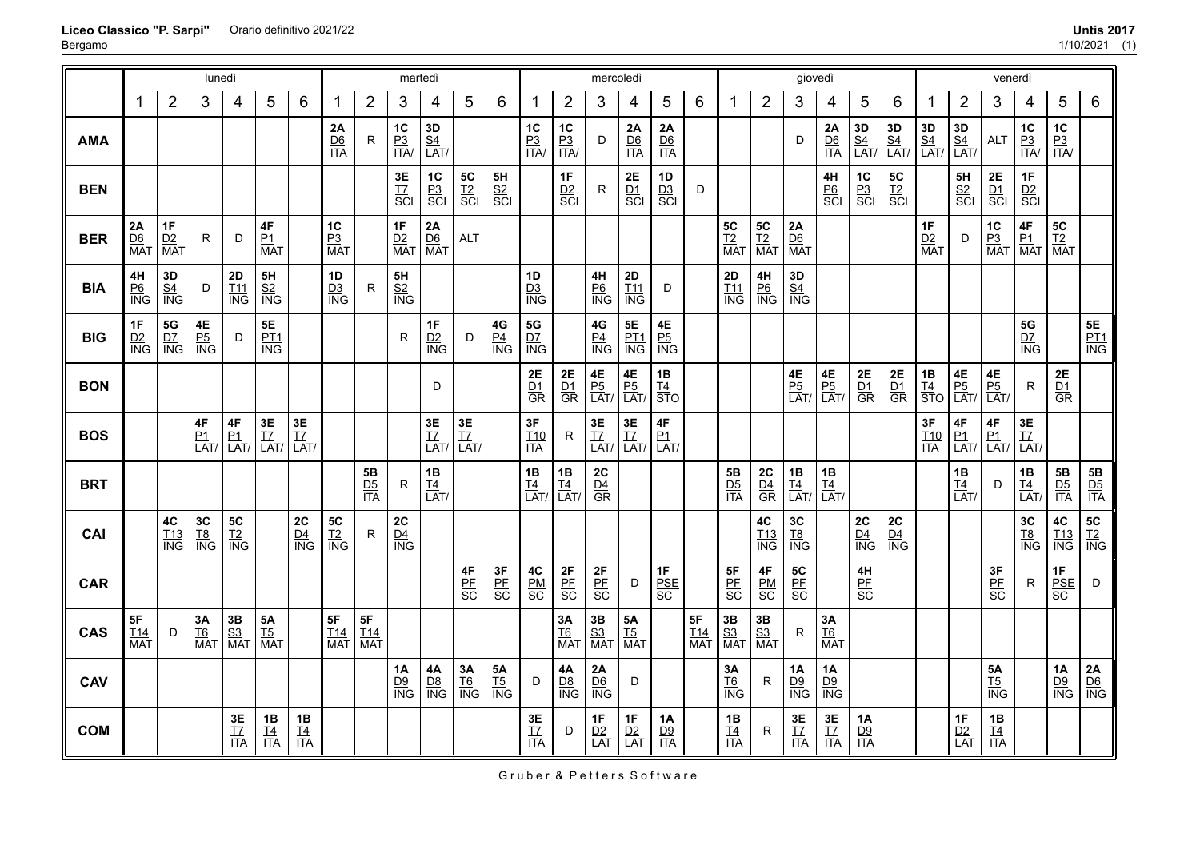**Liceo Classico "P. Sarpi"** Orario definitivo 2021/22
Bergamo

Untis 2017
1/10/2021 (1)

| | lunedì | | | | | | martedì | | | | | | mercoledì | | | | | | giovedì | | | | | | venerdì | | | | | |
|---|---|---|---|---|---|---|---|---|---|---|---|---|---|---|---|---|---|---|---|---|---|---|---|---|---|---|---|---|---|---|
| | 1 | 2 | 3 | 4 | 5 | 6 | 1 | 2 | 3 | 4 | 5 | 6 | 1 | 2 | 3 | 4 | 5 | 6 | 1 | 2 | 3 | 4 | 5 | 6 | 1 | 2 | 3 | 4 | 5 | 6 |
| **AMA** | | | | | | | 2A D6 ITA | R | 1C P3 ITA/ | 3D S4 LAT/ | | | 1C P3 ITA/ | 1C P3 ITA/ | D | 2A D6 ITA | 2A D6 ITA | | | | D | 2A D6 ITA | 3D S4 LAT/ | 3D S4 LAT/ | 3D S4 LAT/ | 3D S4 LAT/ | ALT | 1C P3 ITA/ | 1C P3 ITA/ | |
| **BEN** | | | | | | | | | 3E T7 SCI | 1C P3 SCI | 5C T2 SCI | 5H S2 SCI | | 1F D2 SCI | R | 2E D1 SCI | 1D D3 SCI | D | | | | 4H P6 SCI | 1C P3 SCI | 5C T2 SCI | | 5H S2 SCI | 2E D1 SCI | 1F D2 SCI | | |
| **BER** | 2A D6 MAT | 1F D2 MAT | R | D | 4F P1 MAT | | 1C P3 MAT | | 1F D2 MAT | 2A D6 MAT | ALT | | | | | | | | 5C T2 MAT | 5C T2 MAT | 2A D6 MAT | | | | 1F D2 MAT | D | 1C P3 MAT | 4F P1 MAT | 5C T2 MAT | |
| **BIA** | 4H P6 ING | 3D S4 ING | D | 2D T11 ING | 5H S2 ING | | 1D D3 ING | R | 5H S2 ING | | | | 1D D3 ING | | 4H P6 ING | 2D T11 ING | D | | 2D T11 ING | 4H P6 ING | 3D S4 ING | | | | | | | | | |
| **BIG** | 1F D2 ING | 5G D7 ING | 4E P5 ING | D | 5E PT1 ING | | | | R | 1F D2 ING | D | 4G P4 ING | 5G D7 ING | | 4G P4 ING | 5E PT1 ING | 4E P5 ING | | | | | | | | | | | 5G D7 ING | | 5E PT1 ING |
| **BON** | | | | | | | | | | D | | | 2E D1 GR | 2E D1 GR | 4E P5 LAT/ | 4E P5 LAT/ | 1B T4 STO | | | | 4E P5 LAT/ | 4E P5 LAT/ | 2E D1 GR | 2E D1 GR | 1B T4 STO | 4E P5 LAT/ | 4E P5 LAT/ | R | 2E D1 GR | |
| **BOS** | | | 4F P1 LAT/ | 4F P1 LAT/ | 3E T7 LAT/ | 3E T7 LAT/ | | | | 3E T7 LAT/ | 3E T7 LAT/ | | 3F T10 ITA | R | 3E T7 LAT/ | 3E T7 LAT/ | 4F P1 LAT/ | | | | | | | | 3F T10 ITA | 4F P1 LAT/ | 4F P1 LAT/ | 3E T7 LAT/ | | |
| **BRT** | | | | | | | | 5B D5 ITA | R | 1B T4 LAT/ | | | 1B T4 LAT/ | 1B T4 LAT/ | 2C D4 GR | | | | 5B D5 ITA | 2C D4 GR | 1B T4 LAT/ | 1B T4 LAT/ | | | | 1B T4 LAT/ | D | 1B T4 LAT/ | 5B D5 ITA | 5B D5 ITA |
| **CAI** | | 4C T13 ING | 3C T8 ING | 5C T2 ING | | 2C D4 ING | 5C T2 ING | R | 2C D4 ING | | | | | | | | | | | 4C T13 ING | 3C T8 ING | | 2C D4 ING | 2C D4 ING | | | | 3C T8 ING | 4C T13 ING | 5C T2 ING |
| **CAR** | | | | | | | | | | | 4F PF SC | 3F PF SC | 4C PM SC | 2F PF SC | 2F PF SC | D | 1F PSE SC | | 5F PF SC | 4F PM SC | 5C PF SC | | 4H PF SC | | | | 3F PF SC | R | 1F PSE SC | D |
| **CAS** | 5F T14 MAT | D | 3A T6 MAT | 3B S3 MAT | 5A T5 MAT | | 5F T14 MAT | 5F T14 MAT | | | | | | 3A T6 MAT | 3B S3 MAT | 5A T5 MAT | | 5F T14 MAT | 3B S3 MAT | 3B S3 MAT | R | 3A T6 MAT | | | | | | | | |
| **CAV** | | | | | | | | | 1A D9 ING | 4A D8 ING | 3A T6 ING | 5A T5 ING | D | 4A D8 ING | 2A D6 ING | D | | | 3A T6 ING | R | 1A D9 ING | 1A D9 ING | | | | | 5A T5 ING | | 1A D9 ING | 2A D6 ING |
| **COM** | | | | 3E T7 ITA | 1B T4 ITA | 1B T4 ITA | | | | | | | 3E T7 ITA | D | 1F D2 LAT | 1F D2 LAT | 1A D9 ITA | | 1B T4 ITA | R | 3E T7 ITA | 3E T7 ITA | 1A D9 ITA | | | 1F D2 LAT | 1B T4 ITA | | | |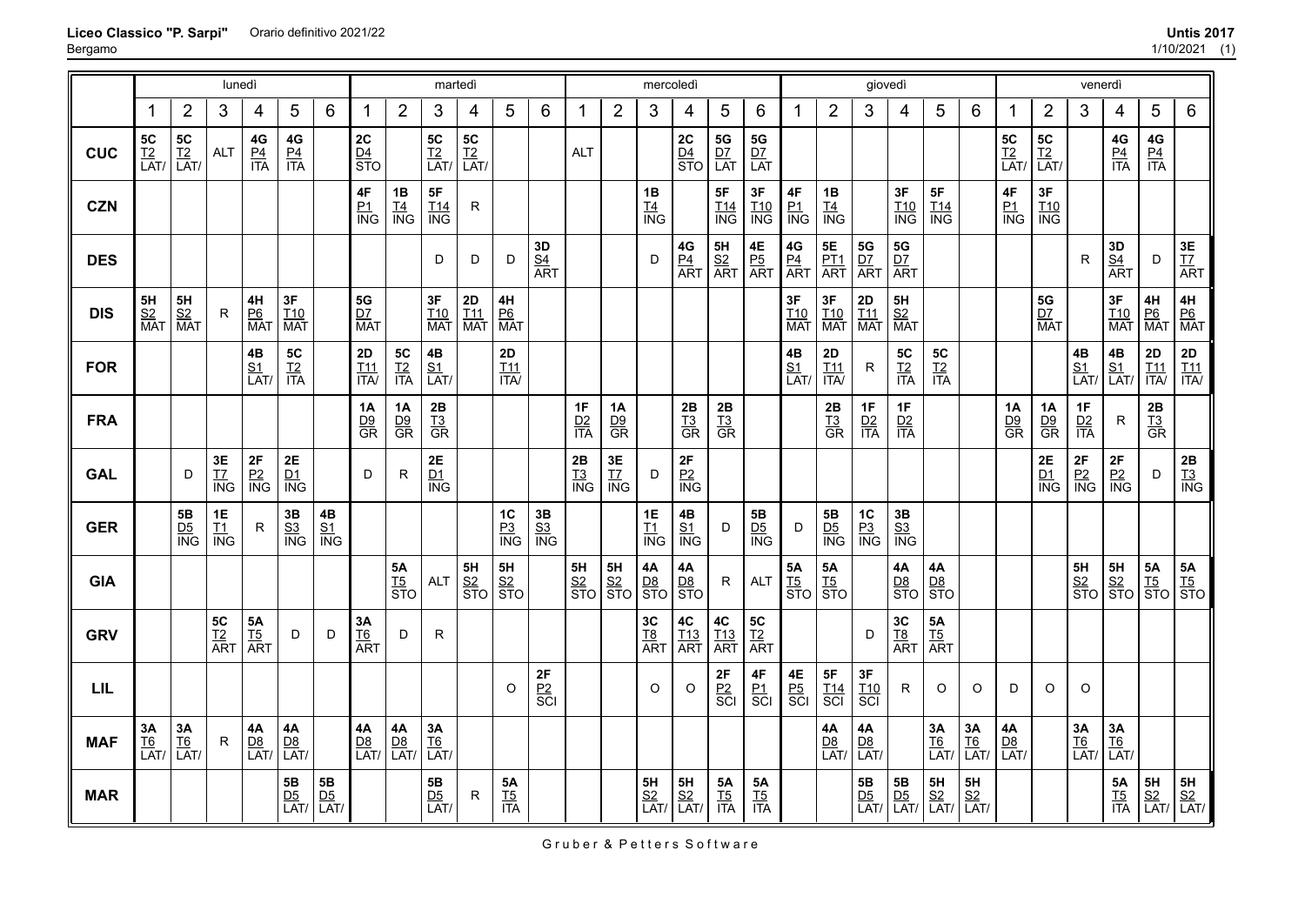**Liceo Classico "P. Sarpi"** Orario definitivo 2021/22 **Untis 2017**
Bergamo 1/10/2021 (1)

| | lunedì | | | | | | martedì | | | | | | mercoledì | | | | | | giovedì | | | | | | venerdì | | | | | |
|---|---|---|---|---|---|---|---|---|---|---|---|---|---|---|---|---|---|---|---|---|---|---|---|---|---|---|---|---|---|---|
| | 1 | 2 | 3 | 4 | 5 | 6 | 1 | 2 | 3 | 4 | 5 | 6 | 1 | 2 | 3 | 4 | 5 | 6 | 1 | 2 | 3 | 4 | 5 | 6 | 1 | 2 | 3 | 4 | 5 | 6 |
| **CUC** | 5C T2 LAT/ | 5C T2 LAT/ | ALT | 4G P4 ITA | 4G P4 ITA | | 2C D4 STO | | 5C T2 LAT/ | 5C T2 LAT/ | | | ALT | | | 2C D4 STO | 5G D7 LAT | 5G D7 LAT | | | | | | | 5C T2 LAT/ | 5C T2 LAT/ | | 4G P4 ITA | 4G P4 ITA | |
| **CZN** | | | | | | | 4F P1 ING | 1B T4 ING | 5F T14 ING | R | | | | | 1B T4 ING | | 5F T14 ING | 3F T10 ING | 4F P1 ING | 1B T4 ING | | 3F T10 ING | 5F T14 ING | | 4F P1 ING | 3F T10 ING | | | | |
| **DES** | | | | | | | | | D | D | D | 3D S4 ART | | | D | 4G P4 ART | 5H S2 ART | 4E P5 ART | 4G P4 ART | 5E PT1 ART | 5G D7 ART | 5G D7 ART | | | | | R | 3D S4 ART | D | 3E T7 ART |
| **DIS** | 5H S2 MAT | 5H S2 MAT | R | 4H P6 MAT | 3F T10 MAT | | 5G D7 MAT | | 3F T10 MAT | 2D T11 MAT | 4H P6 MAT | | | | | | | | 3F T10 MAT | 3F T10 MAT | 2D T11 MAT | 5H S2 MAT | | | | 5G D7 MAT | | 3F T10 MAT | 4H P6 MAT | 4H P6 MAT |
| **FOR** | | | | 4B S1 LAT/ | 5C T2 ITA | | 2D T11 ITA/ | 5C T2 ITA | 4B S1 LAT/ | | 2D T11 ITA/ | | | | | | | | 4B S1 LAT/ | 2D T11 ITA/ | R | 5C T2 ITA | 5C T2 ITA | | | | 4B S1 LAT/ | 4B S1 LAT/ | 2D T11 ITA/ | 2D T11 ITA/ |
| **FRA** | | | | | | | 1A D9 GR | 1A D9 GR | 2B T3 GR | | | | 1F D2 ITA | 1A D9 GR | | 2B T3 GR | 2B T3 GR | | | 2B T3 GR | 1F D2 ITA | 1F D2 ITA | | | 1A D9 GR | 1A D9 GR | 1F D2 ITA | R | 2B T3 GR | |
| **GAL** | | D | 3E T7 ING | 2F P2 ING | 2E D1 ING | | D | R | 2E D1 ING | | | | 2B T3 ING | 3E T7 ING | D | 2F P2 ING | | | | | | | | | | 2E D1 ING | 2F P2 ING | 2F P2 ING | D | 2B T3 ING |
| **GER** | | 5B D5 ING | 1E T1 ING | R | 3B S3 ING | 4B S1 ING | | | | | 1C P3 ING | 3B S3 ING | | | 1E T1 ING | 4B S1 ING | D | 5B D5 ING | D | 5B D5 ING | 1C P3 ING | 3B S3 ING | | | | | | | | |
| **GIA** | | | | | | | | 5A T5 STO | ALT | 5H S2 STO | 5H S2 STO | | 5H S2 STO | 5H S2 STO | 4A D8 STO | 4A D8 STO | R | ALT | 5A T5 STO | 5A T5 STO | | 4A D8 STO | 4A D8 STO | | | | 5H S2 STO | 5H S2 STO | 5A T5 STO | 5A T5 STO |
| **GRV** | | | 5C T2 ART | 5A T5 ART | D | D | 3A T6 ART | D | R | | | | | | 3C T8 ART | 4C T13 ART | 4C T13 ART | 5C T2 ART | | | D | 3C T8 ART | 5A T5 ART | | | | | | | |
| **LIL** | | | | | | | | | | | O | 2F P2 SCI | | | O | O | 2F P2 SCI | 4F P1 SCI | 4E P5 SCI | 5F T14 SCI | 3F T10 SCI | R | O | O | D | O | O | | | |
| **MAF** | 3A T6 LAT/ | 3A T6 LAT/ | R | 4A D8 LAT/ | 4A D8 LAT/ | | 4A D8 LAT/ | 4A D8 LAT/ | 3A T6 LAT/ | | | | | | | | | | | 4A D8 LAT/ | 4A D8 LAT/ | | 3A T6 LAT/ | 3A T6 LAT/ | 4A D8 LAT/ | | 3A T6 LAT/ | 3A T6 LAT/ | | |
| **MAR** | | | | | 5B D5 LAT/ | 5B D5 LAT/ | | | 5B D5 LAT/ | R | 5A T5 ITA | | | | 5H S2 LAT/ | 5H S2 LAT/ | 5A T5 ITA | 5A T5 ITA | | | 5B D5 LAT/ | 5B D5 LAT/ | 5H S2 LAT/ | 5H S2 LAT/ | | | | 5A T5 ITA | 5H S2 LAT/ | 5H S2 LAT/ |

Gruber & Petters Software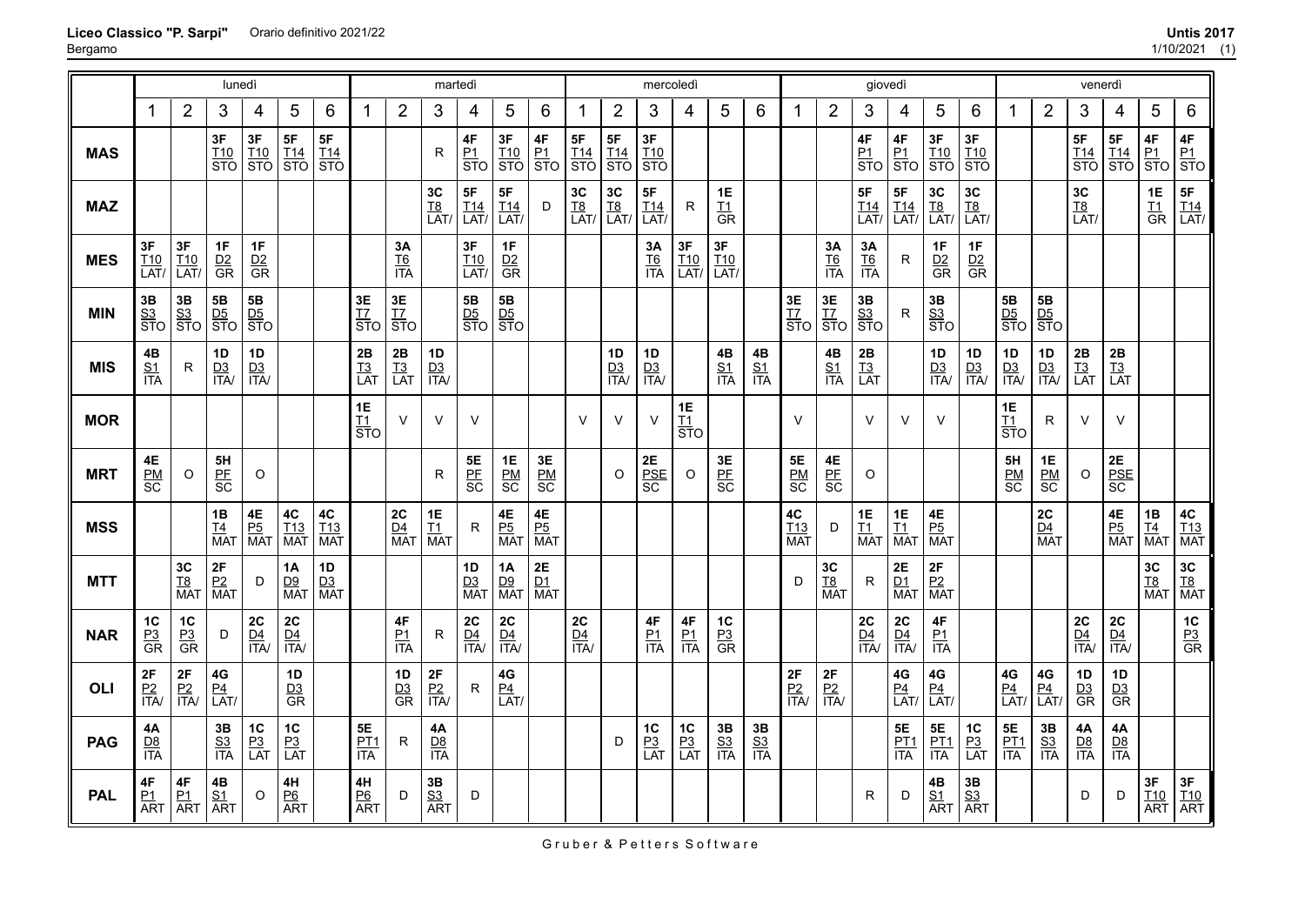| | lunedì | | | | | | martedì | | | | | | mercoledì | | | | | | giovedì | | | | | | venerdì | | | | | |
|---|---|---|---|---|---|---|---|---|---|---|---|---|---|---|---|---|---|---|---|---|---|---|---|---|---|---|---|---|---|---|
| | 1 | 2 | 3 | 4 | 5 | 6 | 1 | 2 | 3 | 4 | 5 | 6 | 1 | 2 | 3 | 4 | 5 | 6 | 1 | 2 | 3 | 4 | 5 | 6 | 1 | 2 | 3 | 4 | 5 | 6 |
| **MAS** | | | 3F T10 STO | 3F T10 STO | 5F T14 STO | 5F T14 STO | | | R | 4F P1 STO | 3F T10 STO | 4F P1 STO | 5F T14 STO | 5F T14 STO | 3F T10 STO | | | | | | 4F P1 STO | 4F P1 STO | 3F T10 STO | 3F T10 STO | | | 5F T14 STO | 5F T14 STO | 4F P1 STO | 4F P1 STO |
| **MAZ** | | | | | | | | | 3C T8 LAT/ | 5F T14 LAT/ | 5F T14 LAT/ | D | 3C T8 LAT/ | 3C T8 LAT/ | 5F T14 LAT/ | R | 1E T1 GR | | | | 5F T14 LAT/ | 5F T14 LAT/ | 3C T8 LAT/ | 3C T8 LAT/ | | | 3C T8 LAT/ | | 1E T1 GR | 5F T14 LAT/ |
| **MES** | 3F T10 LAT/ | 3F T10 LAT/ | 1F D2 GR | 1F D2 GR | | | | 3A T6 ITA | | 3F T10 LAT/ | 1F D2 GR | | | | 3A T6 ITA | 3F T10 LAT/ | 3F T10 LAT/ | | | 3A T6 ITA | 3A T6 ITA | R | 1F D2 GR | 1F D2 GR | | | | | | |
| **MIN** | 3B S3 STO | 3B S3 STO | 5B D5 STO | 5B D5 STO | | | 3E T7 STO | 3E T7 STO | | 5B D5 STO | 5B D5 STO | | | | | | | | 3E T7 STO | 3E T7 STO | 3B S3 STO | R | 3B S3 STO | | 5B D5 STO | 5B D5 STO | | | | |
| **MIS** | 4B S1 ITA | R | 1D D3 ITA/ | 1D D3 ITA/ | | | 2B T3 LAT | 2B T3 LAT | 1D D3 ITA/ | | | | | 1D D3 ITA/ | 1D D3 ITA/ | | 4B S1 ITA | 4B S1 ITA | | 4B S1 ITA | 2B T3 LAT | | 1D D3 ITA/ | 1D D3 ITA/ | 1D D3 ITA/ | 1D D3 ITA/ | 2B T3 LAT | 2B T3 LAT | | |
| **MOR** | | | | | | | 1E T1 STO | V | V | V | | | V | V | V | 1E T1 STO | | | V | | V | V | V | | 1E T1 STO | R | V | V | | |
| **MRT** | 4E PM SC | O | 5H PF SC | O | | | | | R | 5E PF SC | 1E PM SC | 3E PM SC | | O | 2E PSE SC | O | 3E PF SC | | 5E PM SC | 4E PF SC | O | | | | 5H PM SC | 1E PM SC | O | 2E PSE SC | | |
| **MSS** | | | 1B T4 MAT | 4E P5 MAT | 4C T13 MAT | 4C T13 MAT | | 2C D4 MAT | 1E T1 MAT | R | 4E P5 MAT | 4E P5 MAT | | | | | | | 4C T13 MAT | D | 1E T1 MAT | 1E T1 MAT | 4E P5 MAT | | | 2C D4 MAT | | 4E P5 MAT | 1B T4 MAT | 4C T13 MAT |
| **MTT** | | 3C T8 MAT | 2F P2 MAT | D | 1A D9 MAT | 1D D3 MAT | | | | 1D D3 MAT | 1A D9 MAT | 2E D1 MAT | | | | | | | D | 3C T8 MAT | R | 2E D1 MAT | 2F P2 MAT | | | | | | 3C T8 MAT | 3C T8 MAT |
| **NAR** | 1C P3 GR | 1C P3 GR | D | 2C D4 ITA/ | 2C D4 ITA/ | | | 4F P1 ITA | R | 2C D4 ITA/ | 2C D4 ITA/ | | 2C D4 ITA/ | | 4F P1 ITA | 4F P1 ITA | 1C P3 GR | | | | 2C D4 ITA/ | 2C D4 ITA/ | 4F P1 ITA | | | | 2C D4 ITA/ | 2C D4 ITA/ | | 1C P3 GR |
| **OLI** | 2F P2 ITA/ | 2F P2 ITA/ | 4G P4 LAT/ | | 1D D3 GR | | | 1D D3 GR | 2F P2 ITA/ | R | 4G P4 LAT/ | | | | | | | | 2F P2 ITA/ | 2F P2 ITA/ | | 4G P4 LAT/ | 4G P4 LAT/ | | 4G P4 LAT/ | 4G P4 LAT/ | 1D D3 GR | 1D D3 GR | | |
| **PAG** | 4A D8 ITA | | 3B S3 ITA | 1C P3 LAT | 1C P3 LAT | | 5E PT1 ITA | R | 4A D8 ITA | | | | | D | 1C P3 LAT | 1C P3 LAT | 3B S3 ITA | 3B S3 ITA | | | | 5E PT1 ITA | 5E PT1 ITA | 1C P3 LAT | 5E PT1 ITA | 3B S3 ITA | 4A D8 ITA | 4A D8 ITA | | |
| **PAL** | 4F P1 ART | 4F P1 ART | 4B S1 ART | O | 4H P6 ART | | 4H P6 ART | D | 3B S3 ART | D | | | | | | | | | | | R | D | 4B S1 ART | 3B S3 ART | | | D | D | 3F T10 ART | 3F T10 ART |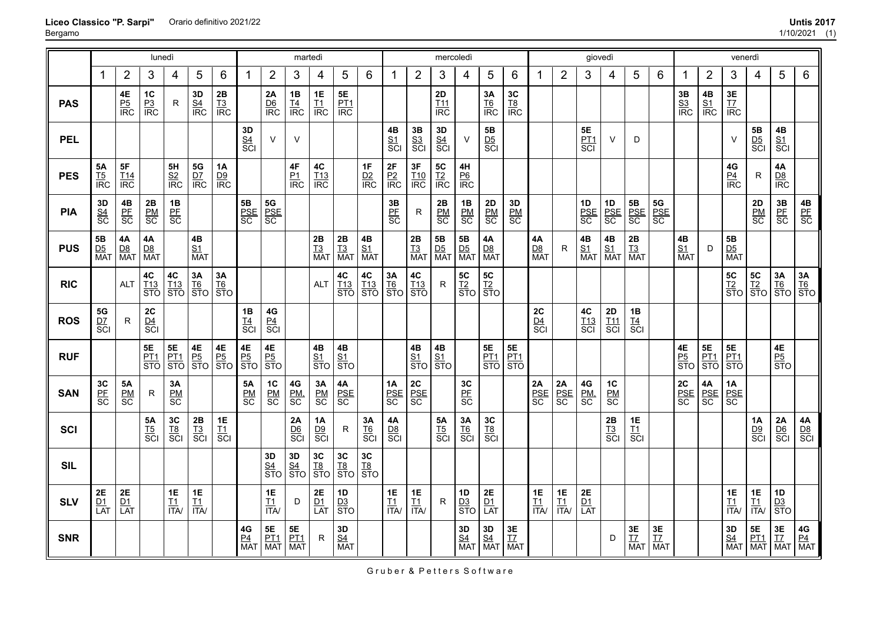| | lunedì | | | | | | martedì | | | | | | mercoledì | | | | | | giovedì | | | | | | venerdì | | | | | |
|---|---|---|---|---|---|---|---|---|---|---|---|---|---|---|---|---|---|---|---|---|---|---|---|---|---|---|---|---|---|---|
| | 1 | 2 | 3 | 4 | 5 | 6 | 1 | 2 | 3 | 4 | 5 | 6 | 1 | 2 | 3 | 4 | 5 | 6 | 1 | 2 | 3 | 4 | 5 | 6 | 1 | 2 | 3 | 4 | 5 | 6 |
| **PAS** | | 4E P5 IRC | 1C P3 IRC | R | 3D S4 IRC | 2B T3 IRC | | 2A D6 IRC | 1B T4 IRC | 1E T1 IRC | 5E PT1 IRC | | | | 2D T11 IRC | | 3A T6 IRC | 3C T8 IRC | | | | | | | 3B S3 IRC | 4B S1 IRC | 3E T7 IRC | | | |
| **PEL** | | | | | | | 3D S4 SCI | V | V | | | | 4B S1 SCI | 3B S3 SCI | 3D S4 SCI | V | 5B D5 SCI | | | | 5E PT1 SCI | V | D | | | | V | 5B D5 SCI | 4B S1 SCI | |
| **PES** | 5A T5 IRC | 5F T14 IRC | | 5H S2 IRC | 5G D7 IRC | 1A D9 IRC | | | 4F P1 IRC | 4C T13 IRC | | 1F D2 IRC | 2F P2 IRC | 3F T10 IRC | 5C T2 IRC | 4H P6 IRC | | | | | | | | | | | 4G P4 IRC | R | 4A D8 IRC | |
| **PIA** | 3D S4 SC | 4B PF SC | 2B PM SC | 1B PF SC | | | 5B PSE SC | 5G PSE SC | | | | | 3B PF SC | R | 2B PM SC | 1B PM SC | 2D PM SC | 3D PM SC | | | 1D PSE SC | 1D PSE SC | 5B PSE SC | 5G PSE SC | | | | 2D PM SC | 3B PF SC | 4B PF SC |
| **PUS** | 5B D5 MAT | 4A D8 MAT | 4A D8 MAT | | 4B S1 MAT | | | | | 2B T3 MAT | 2B T3 MAT | 4B S1 MAT | | 2B T3 MAT | 5B D5 MAT | 5B D5 MAT | 4A D8 MAT | | 4A D8 MAT | R | 4B S1 MAT | 4B S1 MAT | 2B T3 MAT | | 4B S1 MAT | D | 5B D5 MAT | | | |
| **RIC** | | ALT | 4C T13 STO | 4C T13 STO | 3A T6 STO | 3A T6 STO | | | | ALT | 4C T13 STO | 4C T13 STO | 3A T6 STO | 4C T13 STO | R | 5C T2 STO | 5C T2 STO | | | | | | | | | | 5C T2 STO | 5C T2 STO | 3A T6 STO | 3A T6 STO |
| **ROS** | 5G D7 SCI | R | 2C D4 SCI | | | | 1B T4 SCI | 4G P4 SCI | | | | | | | | | | | 2C D4 SCI | | 4C T13 SCI | 2D T11 SCI | 1B T4 SCI | | | | | | | |
| **RUF** | | | 5E PT1 STO | 5E PT1 STO | 4E P5 STO | 4E P5 STO | 4E P5 STO | 4E P5 STO | | 4B S1 STO | 4B S1 STO | | | 4B S1 STO | 4B S1 STO | | 5E PT1 STO | 5E PT1 STO | | | | | | | 4E P5 STO | 5E PT1 STO | 5E PT1 STO | | 4E P5 STO | |
| **SAN** | 3C PF SC | 5A PM SC | R | 3A PM SC | | | 5A PM SC | 1C PM SC | 4G PM, SC | 3A PM SC | 4A PSE SC | | 1A PSE SC | 2C PSE SC | | 3C PF SC | | | 2A PSE SC | 2A PSE SC | 4G PM, SC | 1C PM SC | | | 2C PSE SC | 4A PSE SC | 1A PSE SC | | | |
| **SCI** | | | 5A T5 SCI | 3C T8 SCI | 2B T3 SCI | 1E T1 SCI | | | 2A D6 SCI | 1A D9 SCI | R | 3A T6 SCI | 4A D8 SCI | | 5A T5 SCI | 3A T6 SCI | 3C T8 SCI | | | | | 2B T3 SCI | 1E T1 SCI | | | | | 1A D9 SCI | 2A D6 SCI | 4A D8 SCI |
| **SIL** | | | | | | | | 3D S4 STO | 3D S4 STO | 3C T8 STO | 3C T8 STO | 3C T8 STO | | | | | | | | | | | | | | | | | | |
| **SLV** | 2E D1 LAT | 2E D1 LAT | | 1E T1 ITA/ | 1E T1 ITA/ | | | 1E T1 ITA/ | D | 2E D1 LAT | 1D D3 STO | | 1E T1 ITA/ | 1E T1 ITA/ | R | 1D D3 STO | 2E D1 LAT | | 1E T1 ITA/ | 1E T1 ITA/ | 2E D1 LAT | | | | | | 1E T1 ITA/ | 1E T1 ITA/ | 1D D3 STO | |
| **SNR** | | | | | | | 4G P4 MAT | 5E PT1 MAT | 5E PT1 MAT | R | 3D S4 MAT | | | | | 3D S4 MAT | 3D S4 MAT | 3E T7 MAT | | | | D | 3E T7 MAT | 3E T7 MAT | | | 3D S4 MAT | 5E PT1 MAT | 3E T7 MAT | 4G P4 MAT |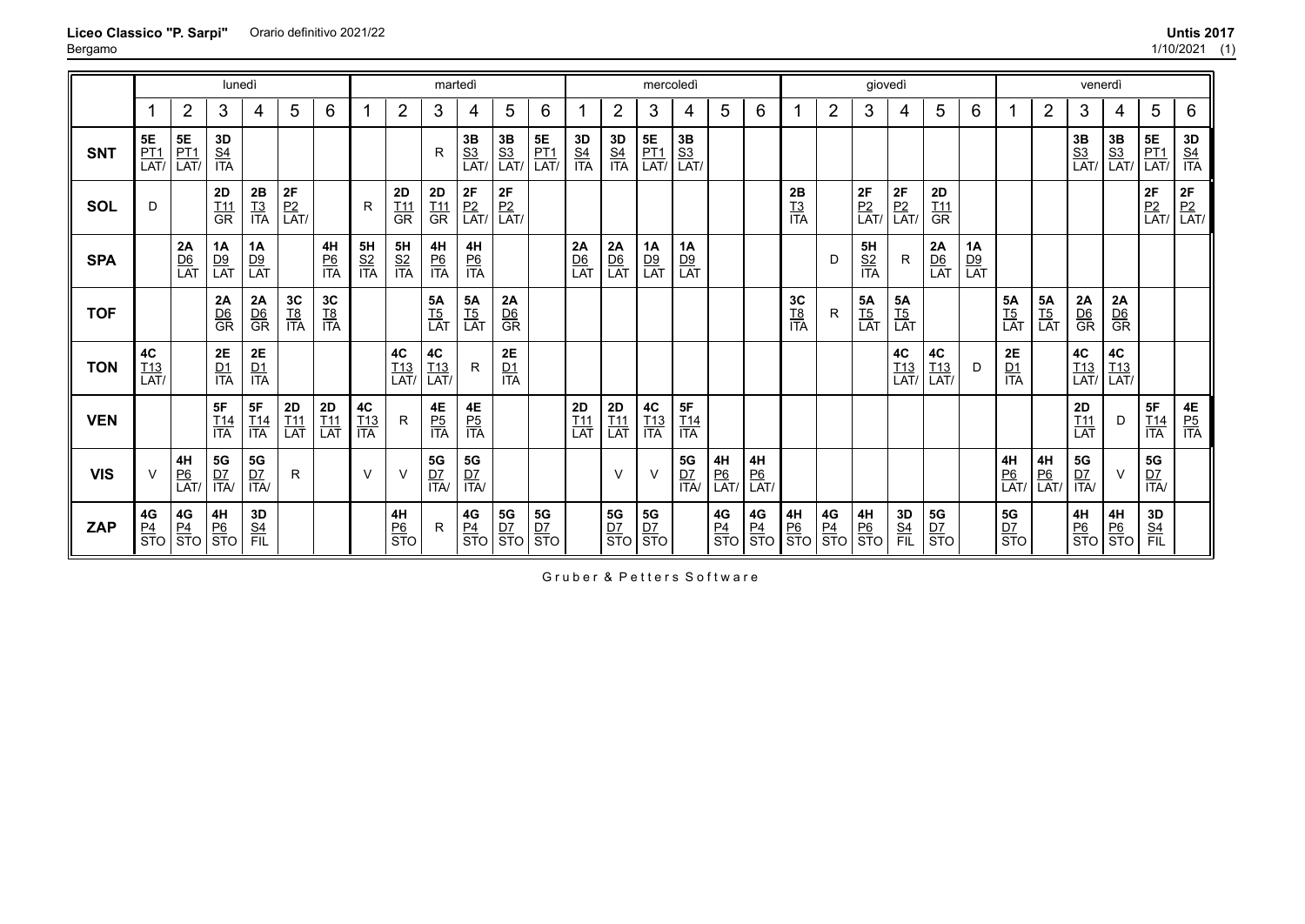**Liceo Classico "P. Sarpi"** Orario definitivo 2021/22
Bergamo

| | lunedì | | | | | | martedì | | | | | | mercoledì | | | | | | giovedì | | | | | | venerdì | | | | | |
|---|---|---|---|---|---|---|---|---|---|---|---|---|---|---|---|---|---|---|---|---|---|---|---|---|---|---|---|---|---|---|
| | 1 | 2 | 3 | 4 | 5 | 6 | 1 | 2 | 3 | 4 | 5 | 6 | 1 | 2 | 3 | 4 | 5 | 6 | 1 | 2 | 3 | 4 | 5 | 6 | 1 | 2 | 3 | 4 | 5 | 6 |
| **SNT** | 5E PT1 LAT/ | 5E PT1 LAT/ | 3D S4 ITA | | | | | | R | 3B S3 LAT/ | 3B S3 LAT/ | 5E PT1 LAT/ | 3D S4 ITA | 3D S4 ITA | 5E PT1 LAT/ | 3B S3 LAT/ | | | | | | | | | | | 3B S3 LAT/ | 3B S3 LAT/ | 5E PT1 LAT/ | 3D S4 ITA |
| **SOL** | D | | 2D T11 GR | 2B T3 ITA | 2F P2 LAT/ | | R | 2D T11 GR | 2D T11 GR | 2F P2 LAT/ | 2F P2 LAT/ | | | | | | | | 2B T3 ITA | | 2F P2 LAT/ | 2F P2 LAT/ | 2D T11 GR | | | | | | 2F P2 LAT/ | 2F P2 LAT/ |
| **SPA** | | 2A D6 LAT | 1A D9 LAT | 1A D9 LAT | | 4H P6 ITA | 5H S2 ITA | 5H S2 ITA | 4H P6 ITA | 4H P6 ITA | | | 2A D6 LAT | 2A D6 LAT | 1A D9 LAT | 1A D9 LAT | | | | D | 5H S2 ITA | R | 2A D6 LAT | 1A D9 LAT | | | | | | |
| **TOF** | | | 2A D6 GR | 2A D6 GR | 3C T8 ITA | 3C T8 ITA | | | 5A T5 LAT | 5A T5 LAT | 2A D6 GR | | | | | | | | 3C T8 ITA | R | 5A T5 LAT | 5A T5 LAT | | | 5A T5 LAT | 5A T5 LAT | 2A D6 GR | 2A D6 GR | | |
| **TON** | 4C T13 LAT/ | | 2E D1 ITA | 2E D1 ITA | | | | 4C T13 LAT/ | 4C T13 LAT/ | R | 2E D1 ITA | | | | | | | | | | | 4C T13 LAT/ | 4C T13 LAT/ | D | 2E D1 ITA | | 4C T13 LAT/ | 4C T13 LAT/ | | |
| **VEN** | | | 5F T14 ITA | 5F T14 ITA | 2D T11 LAT | 2D T11 LAT | 4C T13 ITA | R | 4E P5 ITA | 4E P5 ITA | | | 2D T11 LAT | 2D T11 LAT | 4C T13 ITA | 5F T14 ITA | | | | | | | | | | | 2D T11 LAT | D | 5F T14 ITA | 4E P5 ITA |
| **VIS** | V | 4H P6 LAT/ | 5G D7 ITA/ | 5G D7 ITA/ | R | | V | V | 5G D7 ITA/ | 5G D7 ITA/ | | | | V | V | 5G D7 ITA/ | 4H P6 LAT/ | 4H P6 LAT/ | | | | | | | 4H P6 LAT/ | 4H P6 LAT/ | 5G D7 ITA/ | V | 5G D7 ITA/ | |
| **ZAP** | 4G P4 STO | 4G P4 STO | 4H P6 STO | 3D S4 FIL | | | | 4H P6 STO | R | 4G P4 STO | 5G D7 STO | 5G D7 STO | | 5G D7 STO | 5G D7 STO | | 4G P4 STO | 4G P4 STO | 4H P6 STO | 4G P4 STO | 4H P6 STO | 3D S4 FIL | 5G D7 STO | | 5G D7 STO | | 4H P6 STO | 4H P6 STO | 3D S4 FIL | |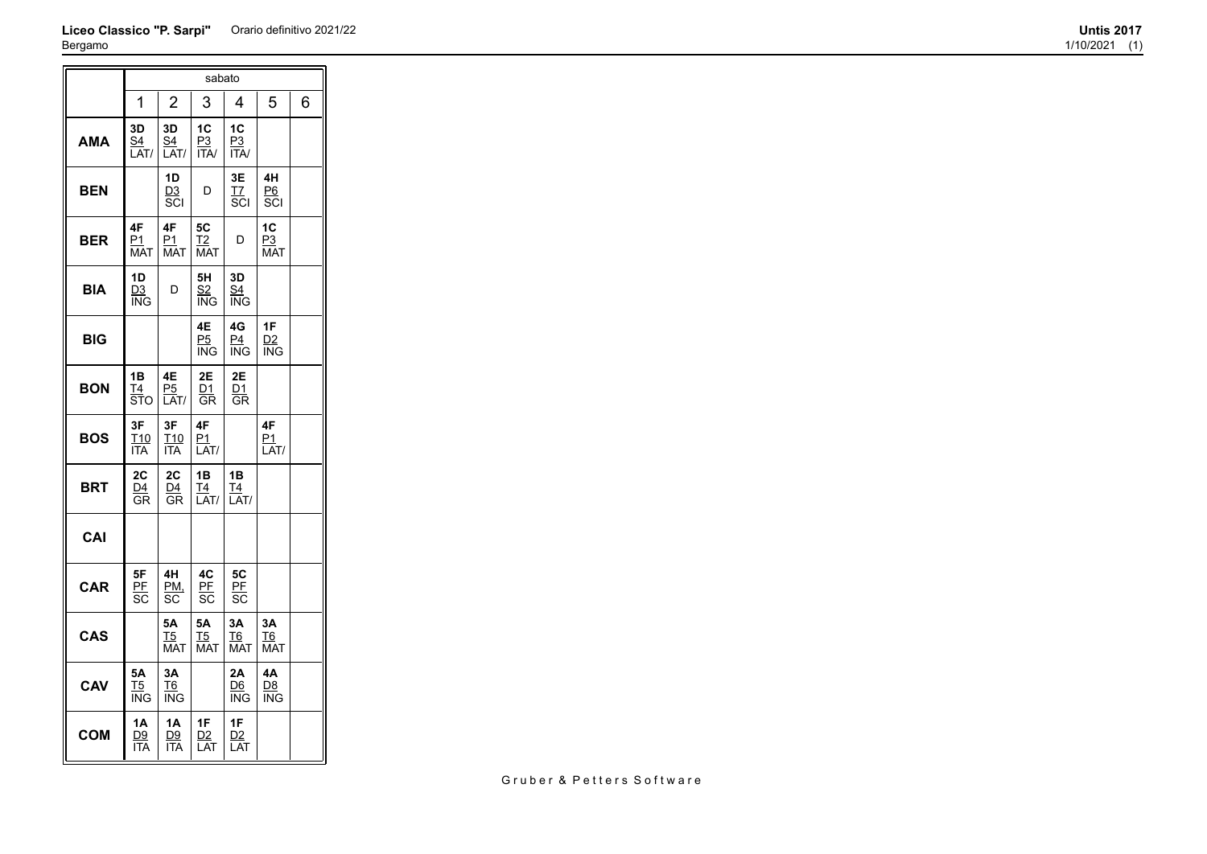**Liceo Classico "P. Sarpi"** Orario definitivo 2021/22

Bergamo

**Untis 2017**

1/10/2021 (1)

| | sabato | | | | | |
|---|---|---|---|---|---|---|
| | 1 | 2 | 3 | 4 | 5 | 6 |
| **AMA** | **3D** S4 LAT/ | **3D** S4 LAT/ | **1C** P3 ITA/ | **1C** P3 ITA/ | | |
| **BEN** | | **1D** D3 SCI | D | **3E** T7 SCI | **4H** P6 SCI | |
| **BER** | **4F** P1 MAT | **4F** P1 MAT | **5C** T2 MAT | D | **1C** P3 MAT | |
| **BIA** | **1D** D3 ING | D | **5H** S2 ING | **3D** S4 ING | | |
| **BIG** | | | **4E** P5 ING | **4G** P4 ING | **1F** D2 ING | |
| **BON** | **1B** T4 STO | **4E** P5 LAT/ | **2E** D1 GR | **2E** D1 GR | | |
| **BOS** | **3F** T10 ITA | **3F** T10 ITA | **4F** P1 LAT/ | | **4F** P1 LAT/ | |
| **BRT** | **2C** D4 GR | **2C** D4 GR | **1B** T4 LAT/ | **1B** T4 LAT/ | | |
| **CAI** | | | | | | |
| **CAR** | **5F** PF SC | **4H** PM, SC | **4C** PF SC | **5C** PF SC | | |
| **CAS** | | **5A** T5 MAT | **5A** T5 MAT | **3A** T6 MAT | **3A** T6 MAT | |
| **CAV** | **5A** T5 ING | **3A** T6 ING | | **2A** D6 ING | **4A** D8 ING | |
| **COM** | **1A** D9 ITA | **1A** D9 ITA | **1F** D2 LAT | **1F** D2 LAT | | |

Gruber & Petters Software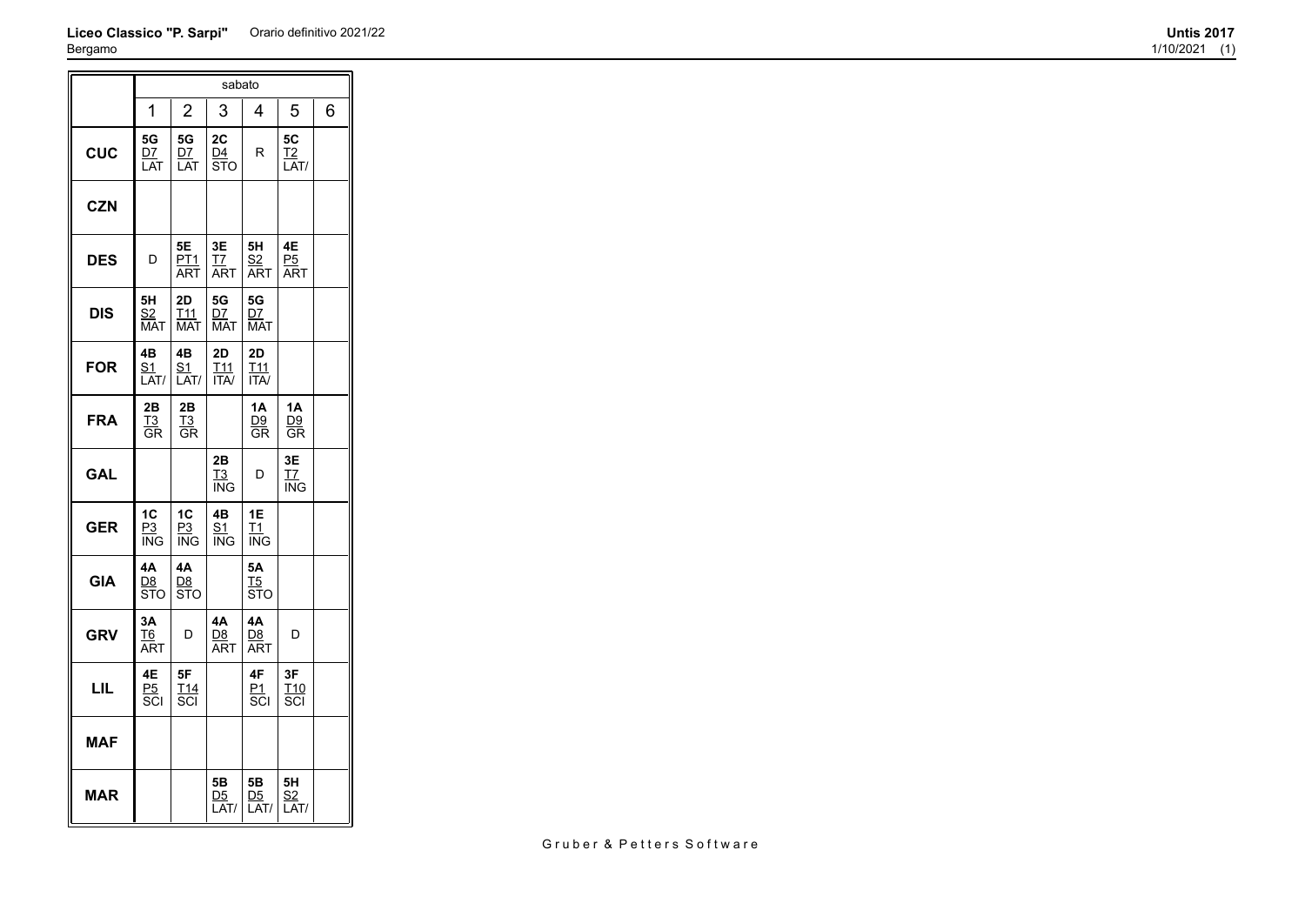**Liceo Classico "P. Sarpi"** Orario definitivo 2021/22
Bergamo

**Untis 2017**
1/10/2021 (1)

| | sabato | | | | | |
|---|---|---|---|---|---|---|
| | 1 | 2 | 3 | 4 | 5 | 6 |
| **CUC** | **5G** D7 LAT | **5G** D7 LAT | **2C** D4 STO | R | **5C** T2 LAT/ | |
| **CZN** | | | | | | |
| **DES** | D | **5E** PT1 ART | **3E** T7 ART | **5H** S2 ART | **4E** P5 ART | |
| **DIS** | **5H** S2 MAT | **2D** T11 MAT | **5G** D7 MAT | **5G** D7 MAT | | |
| **FOR** | **4B** S1 LAT/ | **4B** S1 LAT/ | **2D** T11 ITA/ | **2D** T11 ITA/ | | |
| **FRA** | **2B** T3 GR | **2B** T3 GR | | **1A** D9 GR | **1A** D9 GR | |
| **GAL** | | | **2B** T3 ING | D | **3E** T7 ING | |
| **GER** | **1C** P3 ING | **1C** P3 ING | **4B** S1 ING | **1E** T1 ING | | |
| **GIA** | **4A** D8 STO | **4A** D8 STO | | **5A** T5 STO | | |
| **GRV** | **3A** T6 ART | D | **4A** D8 ART | **4A** D8 ART | D | |
| **LIL** | **4E** P5 SCI | **5F** T14 SCI | | **4F** P1 SCI | **3F** T10 SCI | |
| **MAF** | | | | | | |
| **MAR** | | | **5B** D5 LAT/ | **5B** D5 LAT/ | **5H** S2 LAT/ | |

Gruber & Petters Software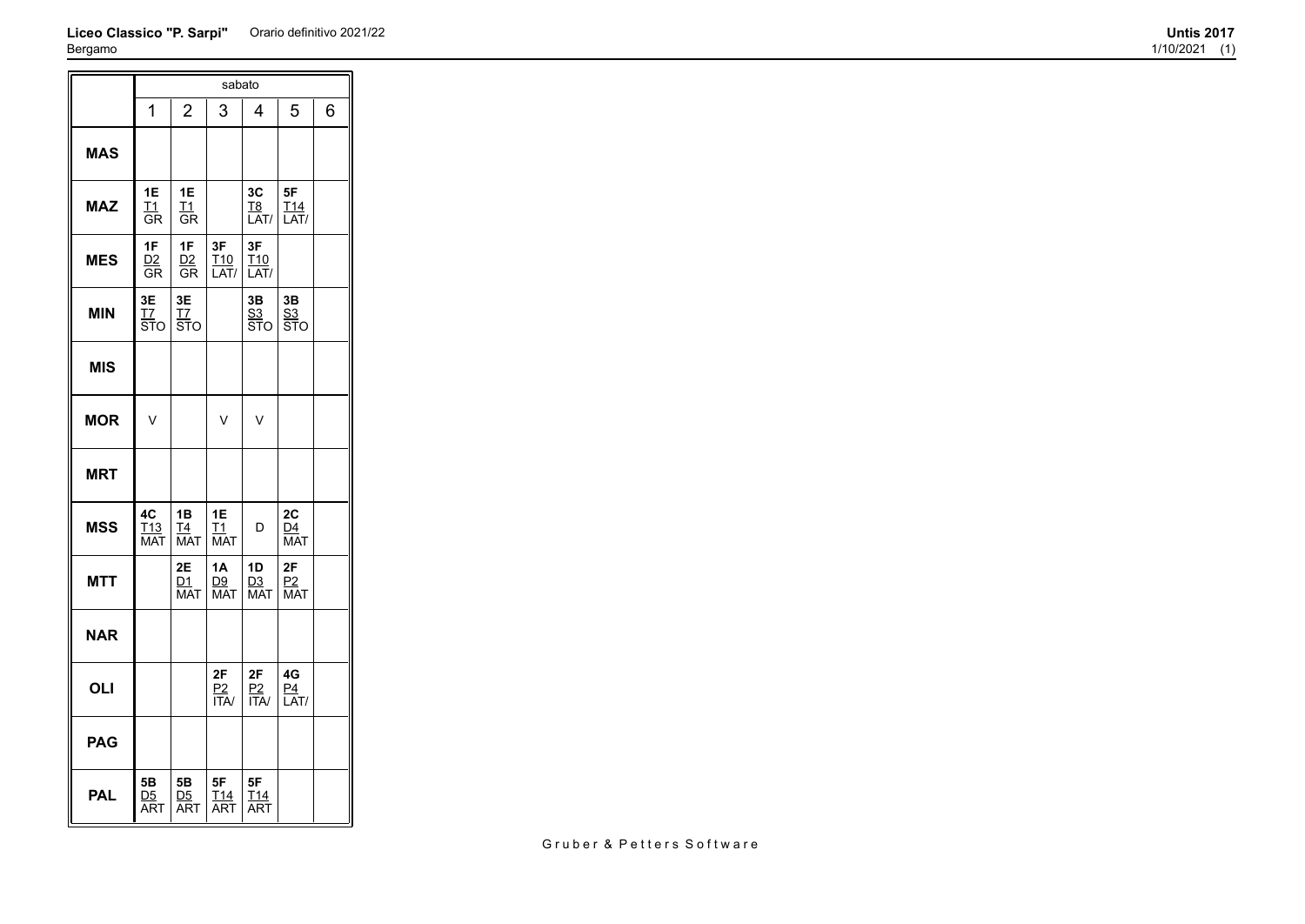**Liceo Classico "P. Sarpi"** Orario definitivo 2021/22
Bergamo

**Untis 2017**
1/10/2021 (1)

| | sabato | | | | | |
|---|---|---|---|---|---|---|
| | 1 | 2 | 3 | 4 | 5 | 6 |
| **MAS** | | | | | | |
| **MAZ** | **1E** T1 GR | **1E** T1 GR | | **3C** T8 LAT/ | **5F** T14 LAT/ | |
| **MES** | **1F** D2 GR | **1F** D2 GR | **3F** T10 LAT/ | **3F** T10 LAT/ | | |
| **MIN** | **3E** T7 STO | **3E** T7 STO | | **3B** S3 STO | **3B** S3 STO | |
| **MIS** | | | | | | |
| **MOR** | V | | V | V | | |
| **MRT** | | | | | | |
| **MSS** | **4C** T13 MAT | **1B** T4 MAT | **1E** T1 MAT | D | **2C** D4 MAT | |
| **MTT** | | **2E** D1 MAT | **1A** D9 MAT | **1D** D3 MAT | **2F** P2 MAT | |
| **NAR** | | | | | | |
| **OLI** | | | **2F** P2 ITA/ | **2F** P2 ITA/ | **4G** P4 LAT/ | |
| **PAG** | | | | | | |
| **PAL** | **5B** D5 ART | **5B** D5 ART | **5F** T14 ART | **5F** T14 ART | | |

Gruber & Petters Software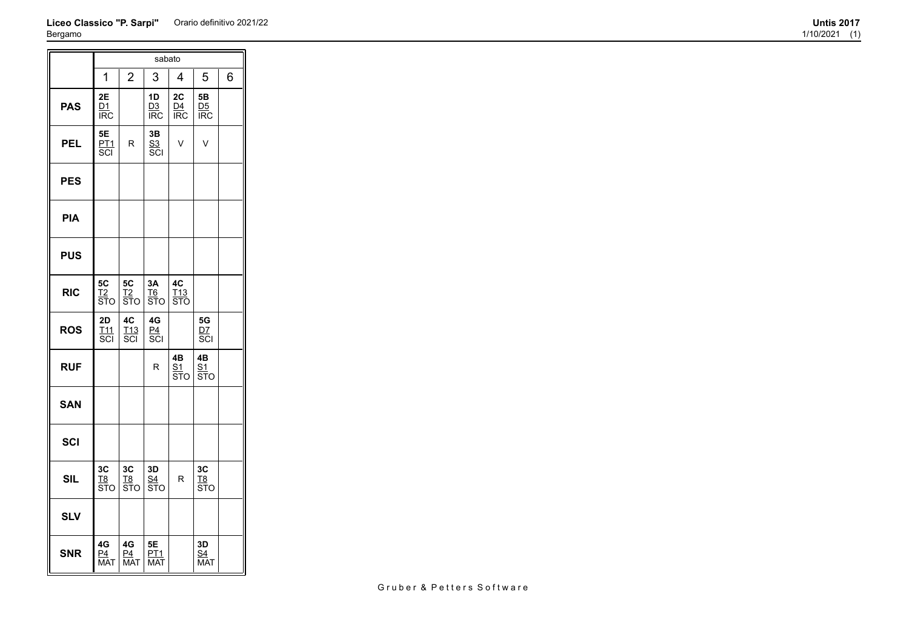**Liceo Classico "P. Sarpi"** Orario definitivo 2021/22
Bergamo

**Untis 2017**
1/10/2021 (1)

| | sabato | | | | | |
|---|---|---|---|---|---|---|
| | 1 | 2 | 3 | 4 | 5 | 6 |
| **PAS** | **2E** D1 IRC | | **1D** D3 IRC | **2C** D4 IRC | **5B** D5 IRC | |
| **PEL** | **5E** PT1 SCI | R | **3B** S3 SCI | V | V | |
| **PES** | | | | | | |
| **PIA** | | | | | | |
| **PUS** | | | | | | |
| **RIC** | **5C** T2 STO | **5C** T2 STO | **3A** T6 STO | **4C** T13 STO | | |
| **ROS** | **2D** T11 SCI | **4C** T13 SCI | **4G** P4 SCI | | **5G** D7 SCI | |
| **RUF** | | | R | **4B** S1 STO | **4B** S1 STO | |
| **SAN** | | | | | | |
| **SCI** | | | | | | |
| **SIL** | **3C** T8 STO | **3C** T8 STO | **3D** S4 STO | R | **3C** T8 STO | |
| **SLV** | | | | | | |
| **SNR** | **4G** P4 MAT | **4G** P4 MAT | **5E** PT1 MAT | | **3D** S4 MAT | |

Gruber & Petters Software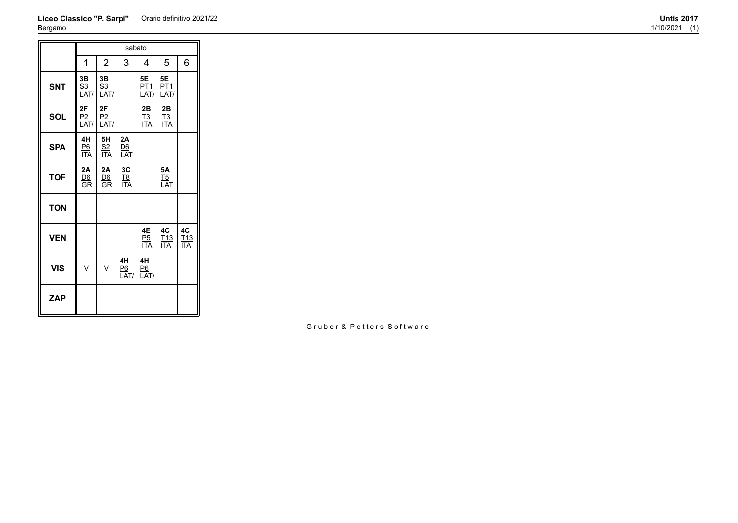| | sabato | | | | | |
|---|---|---|---|---|---|---|
| | 1 | 2 | 3 | 4 | 5 | 6 |
| **SNT** | **3B** S3 LAT/ | **3B** S3 LAT/ | | **5E** PT1 LAT/ | **5E** PT1 LAT/ | |
| **SOL** | **2F** P2 LAT/ | **2F** P2 LAT/ | | **2B** T3 ITA | **2B** T3 ITA | |
| **SPA** | **4H** P6 ITA | **5H** S2 ITA | **2A** D6 LAT | | | |
| **TOF** | **2A** D6 GR | **2A** D6 GR | **3C** T8 ITA | | **5A** T5 LAT | |
| **TON** | | | | | | |
| **VEN** | | | | **4E** P5 ITA | **4C** T13 ITA | **4C** T13 ITA |
| **VIS** | V | V | **4H** P6 LAT/ | **4H** P6 LAT/ | | |
| **ZAP** | | | | | | |